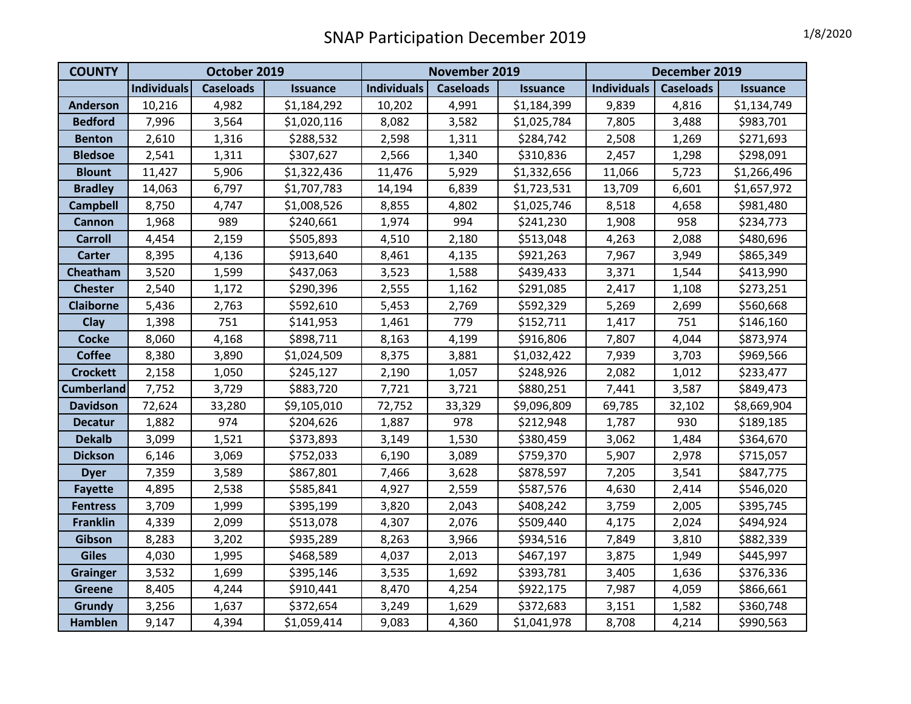# SNAP Participation December 2019

1/8/2020

| COUNTY | October 2019 | | | November 2019 | | | December 2019 | | |
|---|---|---|---|---|---|---|---|---|---|
| | Individuals | Caseloads | Issuance | Individuals | Caseloads | Issuance | Individuals | Caseloads | Issuance |
| Anderson | 10,216 | 4,982 | $1,184,292 | 10,202 | 4,991 | $1,184,399 | 9,839 | 4,816 | $1,134,749 |
| Bedford | 7,996 | 3,564 | $1,020,116 | 8,082 | 3,582 | $1,025,784 | 7,805 | 3,488 | $983,701 |
| Benton | 2,610 | 1,316 | $288,532 | 2,598 | 1,311 | $284,742 | 2,508 | 1,269 | $271,693 |
| Bledsoe | 2,541 | 1,311 | $307,627 | 2,566 | 1,340 | $310,836 | 2,457 | 1,298 | $298,091 |
| Blount | 11,427 | 5,906 | $1,322,436 | 11,476 | 5,929 | $1,332,656 | 11,066 | 5,723 | $1,266,496 |
| Bradley | 14,063 | 6,797 | $1,707,783 | 14,194 | 6,839 | $1,723,531 | 13,709 | 6,601 | $1,657,972 |
| Campbell | 8,750 | 4,747 | $1,008,526 | 8,855 | 4,802 | $1,025,746 | 8,518 | 4,658 | $981,480 |
| Cannon | 1,968 | 989 | $240,661 | 1,974 | 994 | $241,230 | 1,908 | 958 | $234,773 |
| Carroll | 4,454 | 2,159 | $505,893 | 4,510 | 2,180 | $513,048 | 4,263 | 2,088 | $480,696 |
| Carter | 8,395 | 4,136 | $913,640 | 8,461 | 4,135 | $921,263 | 7,967 | 3,949 | $865,349 |
| Cheatham | 3,520 | 1,599 | $437,063 | 3,523 | 1,588 | $439,433 | 3,371 | 1,544 | $413,990 |
| Chester | 2,540 | 1,172 | $290,396 | 2,555 | 1,162 | $291,085 | 2,417 | 1,108 | $273,251 |
| Claiborne | 5,436 | 2,763 | $592,610 | 5,453 | 2,769 | $592,329 | 5,269 | 2,699 | $560,668 |
| Clay | 1,398 | 751 | $141,953 | 1,461 | 779 | $152,711 | 1,417 | 751 | $146,160 |
| Cocke | 8,060 | 4,168 | $898,711 | 8,163 | 4,199 | $916,806 | 7,807 | 4,044 | $873,974 |
| Coffee | 8,380 | 3,890 | $1,024,509 | 8,375 | 3,881 | $1,032,422 | 7,939 | 3,703 | $969,566 |
| Crockett | 2,158 | 1,050 | $245,127 | 2,190 | 1,057 | $248,926 | 2,082 | 1,012 | $233,477 |
| Cumberland | 7,752 | 3,729 | $883,720 | 7,721 | 3,721 | $880,251 | 7,441 | 3,587 | $849,473 |
| Davidson | 72,624 | 33,280 | $9,105,010 | 72,752 | 33,329 | $9,096,809 | 69,785 | 32,102 | $8,669,904 |
| Decatur | 1,882 | 974 | $204,626 | 1,887 | 978 | $212,948 | 1,787 | 930 | $189,185 |
| Dekalb | 3,099 | 1,521 | $373,893 | 3,149 | 1,530 | $380,459 | 3,062 | 1,484 | $364,670 |
| Dickson | 6,146 | 3,069 | $752,033 | 6,190 | 3,089 | $759,370 | 5,907 | 2,978 | $715,057 |
| Dyer | 7,359 | 3,589 | $867,801 | 7,466 | 3,628 | $878,597 | 7,205 | 3,541 | $847,775 |
| Fayette | 4,895 | 2,538 | $585,841 | 4,927 | 2,559 | $587,576 | 4,630 | 2,414 | $546,020 |
| Fentress | 3,709 | 1,999 | $395,199 | 3,820 | 2,043 | $408,242 | 3,759 | 2,005 | $395,745 |
| Franklin | 4,339 | 2,099 | $513,078 | 4,307 | 2,076 | $509,440 | 4,175 | 2,024 | $494,924 |
| Gibson | 8,283 | 3,202 | $935,289 | 8,263 | 3,966 | $934,516 | 7,849 | 3,810 | $882,339 |
| Giles | 4,030 | 1,995 | $468,589 | 4,037 | 2,013 | $467,197 | 3,875 | 1,949 | $445,997 |
| Grainger | 3,532 | 1,699 | $395,146 | 3,535 | 1,692 | $393,781 | 3,405 | 1,636 | $376,336 |
| Greene | 8,405 | 4,244 | $910,441 | 8,470 | 4,254 | $922,175 | 7,987 | 4,059 | $866,661 |
| Grundy | 3,256 | 1,637 | $372,654 | 3,249 | 1,629 | $372,683 | 3,151 | 1,582 | $360,748 |
| Hamblen | 9,147 | 4,394 | $1,059,414 | 9,083 | 4,360 | $1,041,978 | 8,708 | 4,214 | $990,563 |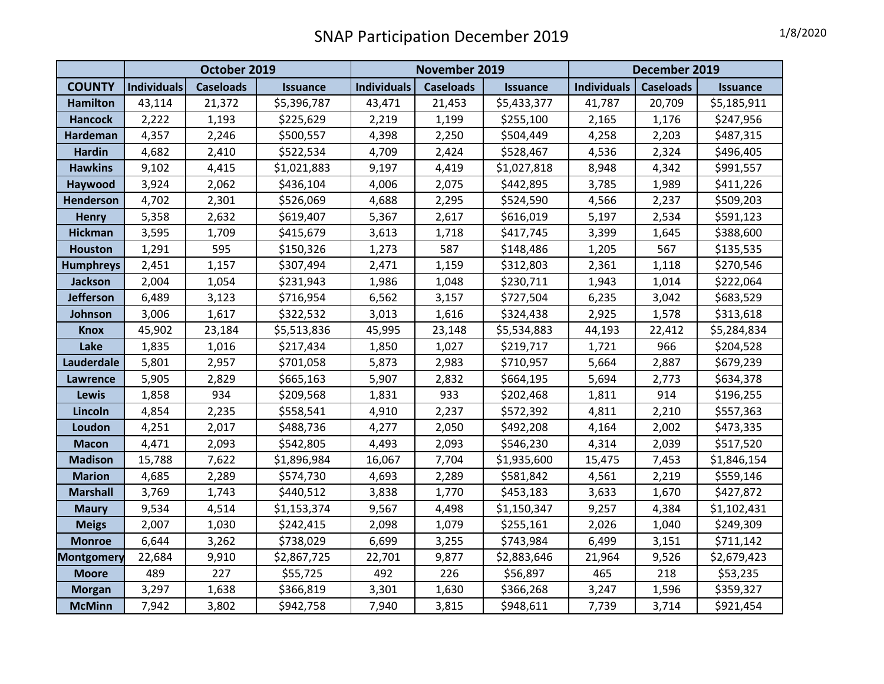# SNAP Participation December 2019

1/8/2020

| | October 2019 | | | November 2019 | | | December 2019 | | |
|---|---|---|---|---|---|---|---|---|---|
| **COUNTY** | **Individuals** | **Caseloads** | **Issuance** | **Individuals** | **Caseloads** | **Issuance** | **Individuals** | **Caseloads** | **Issuance** |
| **Hamilton** | 43,114 | 21,372 | $5,396,787 | 43,471 | 21,453 | $5,433,377 | 41,787 | 20,709 | $5,185,911 |
| **Hancock** | 2,222 | 1,193 | $225,629 | 2,219 | 1,199 | $255,100 | 2,165 | 1,176 | $247,956 |
| **Hardeman** | 4,357 | 2,246 | $500,557 | 4,398 | 2,250 | $504,449 | 4,258 | 2,203 | $487,315 |
| **Hardin** | 4,682 | 2,410 | $522,534 | 4,709 | 2,424 | $528,467 | 4,536 | 2,324 | $496,405 |
| **Hawkins** | 9,102 | 4,415 | $1,021,883 | 9,197 | 4,419 | $1,027,818 | 8,948 | 4,342 | $991,557 |
| **Haywood** | 3,924 | 2,062 | $436,104 | 4,006 | 2,075 | $442,895 | 3,785 | 1,989 | $411,226 |
| **Henderson** | 4,702 | 2,301 | $526,069 | 4,688 | 2,295 | $524,590 | 4,566 | 2,237 | $509,203 |
| **Henry** | 5,358 | 2,632 | $619,407 | 5,367 | 2,617 | $616,019 | 5,197 | 2,534 | $591,123 |
| **Hickman** | 3,595 | 1,709 | $415,679 | 3,613 | 1,718 | $417,745 | 3,399 | 1,645 | $388,600 |
| **Houston** | 1,291 | 595 | $150,326 | 1,273 | 587 | $148,486 | 1,205 | 567 | $135,535 |
| **Humphreys** | 2,451 | 1,157 | $307,494 | 2,471 | 1,159 | $312,803 | 2,361 | 1,118 | $270,546 |
| **Jackson** | 2,004 | 1,054 | $231,943 | 1,986 | 1,048 | $230,711 | 1,943 | 1,014 | $222,064 |
| **Jefferson** | 6,489 | 3,123 | $716,954 | 6,562 | 3,157 | $727,504 | 6,235 | 3,042 | $683,529 |
| **Johnson** | 3,006 | 1,617 | $322,532 | 3,013 | 1,616 | $324,438 | 2,925 | 1,578 | $313,618 |
| **Knox** | 45,902 | 23,184 | $5,513,836 | 45,995 | 23,148 | $5,534,883 | 44,193 | 22,412 | $5,284,834 |
| **Lake** | 1,835 | 1,016 | $217,434 | 1,850 | 1,027 | $219,717 | 1,721 | 966 | $204,528 |
| **Lauderdale** | 5,801 | 2,957 | $701,058 | 5,873 | 2,983 | $710,957 | 5,664 | 2,887 | $679,239 |
| **Lawrence** | 5,905 | 2,829 | $665,163 | 5,907 | 2,832 | $664,195 | 5,694 | 2,773 | $634,378 |
| **Lewis** | 1,858 | 934 | $209,568 | 1,831 | 933 | $202,468 | 1,811 | 914 | $196,255 |
| **Lincoln** | 4,854 | 2,235 | $558,541 | 4,910 | 2,237 | $572,392 | 4,811 | 2,210 | $557,363 |
| **Loudon** | 4,251 | 2,017 | $488,736 | 4,277 | 2,050 | $492,208 | 4,164 | 2,002 | $473,335 |
| **Macon** | 4,471 | 2,093 | $542,805 | 4,493 | 2,093 | $546,230 | 4,314 | 2,039 | $517,520 |
| **Madison** | 15,788 | 7,622 | $1,896,984 | 16,067 | 7,704 | $1,935,600 | 15,475 | 7,453 | $1,846,154 |
| **Marion** | 4,685 | 2,289 | $574,730 | 4,693 | 2,289 | $581,842 | 4,561 | 2,219 | $559,146 |
| **Marshall** | 3,769 | 1,743 | $440,512 | 3,838 | 1,770 | $453,183 | 3,633 | 1,670 | $427,872 |
| **Maury** | 9,534 | 4,514 | $1,153,374 | 9,567 | 4,498 | $1,150,347 | 9,257 | 4,384 | $1,102,431 |
| **Meigs** | 2,007 | 1,030 | $242,415 | 2,098 | 1,079 | $255,161 | 2,026 | 1,040 | $249,309 |
| **Monroe** | 6,644 | 3,262 | $738,029 | 6,699 | 3,255 | $743,984 | 6,499 | 3,151 | $711,142 |
| **Montgomery** | 22,684 | 9,910 | $2,867,725 | 22,701 | 9,877 | $2,883,646 | 21,964 | 9,526 | $2,679,423 |
| **Moore** | 489 | 227 | $55,725 | 492 | 226 | $56,897 | 465 | 218 | $53,235 |
| **Morgan** | 3,297 | 1,638 | $366,819 | 3,301 | 1,630 | $366,268 | 3,247 | 1,596 | $359,327 |
| **McMinn** | 7,942 | 3,802 | $942,758 | 7,940 | 3,815 | $948,611 | 7,739 | 3,714 | $921,454 |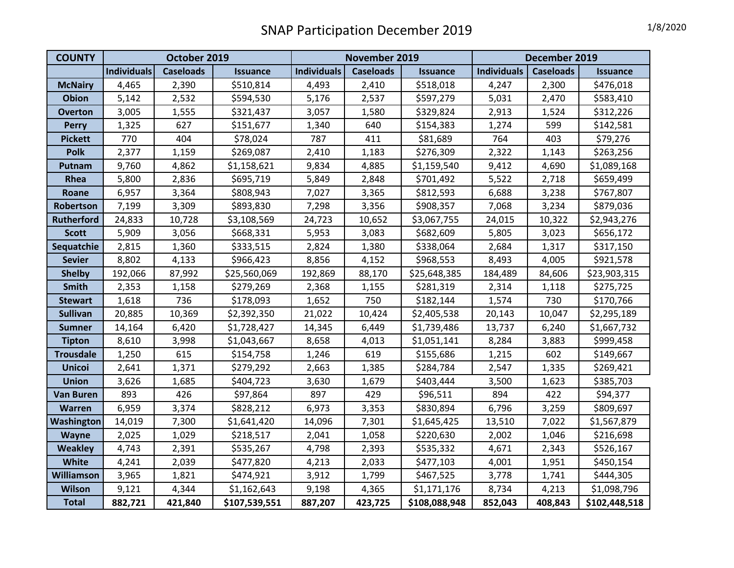# SNAP Participation December 2019

1/8/2020

| COUNTY | October 2019 | | | November 2019 | | | December 2019 | | |
|---|---|---|---|---|---|---|---|---|---|
| | Individuals | Caseloads | Issuance | Individuals | Caseloads | Issuance | Individuals | Caseloads | Issuance |
| McNairy | 4,465 | 2,390 | $510,814 | 4,493 | 2,410 | $518,018 | 4,247 | 2,300 | $476,018 |
| Obion | 5,142 | 2,532 | $594,530 | 5,176 | 2,537 | $597,279 | 5,031 | 2,470 | $583,410 |
| Overton | 3,005 | 1,555 | $321,437 | 3,057 | 1,580 | $329,824 | 2,913 | 1,524 | $312,226 |
| Perry | 1,325 | 627 | $151,677 | 1,340 | 640 | $154,383 | 1,274 | 599 | $142,581 |
| Pickett | 770 | 404 | $78,024 | 787 | 411 | $81,689 | 764 | 403 | $79,276 |
| Polk | 2,377 | 1,159 | $269,087 | 2,410 | 1,183 | $276,309 | 2,322 | 1,143 | $263,256 |
| Putnam | 9,760 | 4,862 | $1,158,621 | 9,834 | 4,885 | $1,159,540 | 9,412 | 4,690 | $1,089,168 |
| Rhea | 5,800 | 2,836 | $695,719 | 5,849 | 2,848 | $701,492 | 5,522 | 2,718 | $659,499 |
| Roane | 6,957 | 3,364 | $808,943 | 7,027 | 3,365 | $812,593 | 6,688 | 3,238 | $767,807 |
| Robertson | 7,199 | 3,309 | $893,830 | 7,298 | 3,356 | $908,357 | 7,068 | 3,234 | $879,036 |
| Rutherford | 24,833 | 10,728 | $3,108,569 | 24,723 | 10,652 | $3,067,755 | 24,015 | 10,322 | $2,943,276 |
| Scott | 5,909 | 3,056 | $668,331 | 5,953 | 3,083 | $682,609 | 5,805 | 3,023 | $656,172 |
| Sequatchie | 2,815 | 1,360 | $333,515 | 2,824 | 1,380 | $338,064 | 2,684 | 1,317 | $317,150 |
| Sevier | 8,802 | 4,133 | $966,423 | 8,856 | 4,152 | $968,553 | 8,493 | 4,005 | $921,578 |
| Shelby | 192,066 | 87,992 | $25,560,069 | 192,869 | 88,170 | $25,648,385 | 184,489 | 84,606 | $23,903,315 |
| Smith | 2,353 | 1,158 | $279,269 | 2,368 | 1,155 | $281,319 | 2,314 | 1,118 | $275,725 |
| Stewart | 1,618 | 736 | $178,093 | 1,652 | 750 | $182,144 | 1,574 | 730 | $170,766 |
| Sullivan | 20,885 | 10,369 | $2,392,350 | 21,022 | 10,424 | $2,405,538 | 20,143 | 10,047 | $2,295,189 |
| Sumner | 14,164 | 6,420 | $1,728,427 | 14,345 | 6,449 | $1,739,486 | 13,737 | 6,240 | $1,667,732 |
| Tipton | 8,610 | 3,998 | $1,043,667 | 8,658 | 4,013 | $1,051,141 | 8,284 | 3,883 | $999,458 |
| Trousdale | 1,250 | 615 | $154,758 | 1,246 | 619 | $155,686 | 1,215 | 602 | $149,667 |
| Unicoi | 2,641 | 1,371 | $279,292 | 2,663 | 1,385 | $284,784 | 2,547 | 1,335 | $269,421 |
| Union | 3,626 | 1,685 | $404,723 | 3,630 | 1,679 | $403,444 | 3,500 | 1,623 | $385,703 |
| Van Buren | 893 | 426 | $97,864 | 897 | 429 | $96,511 | 894 | 422 | $94,377 |
| Warren | 6,959 | 3,374 | $828,212 | 6,973 | 3,353 | $830,894 | 6,796 | 3,259 | $809,697 |
| Washington | 14,019 | 7,300 | $1,641,420 | 14,096 | 7,301 | $1,645,425 | 13,510 | 7,022 | $1,567,879 |
| Wayne | 2,025 | 1,029 | $218,517 | 2,041 | 1,058 | $220,630 | 2,002 | 1,046 | $216,698 |
| Weakley | 4,743 | 2,391 | $535,267 | 4,798 | 2,393 | $535,332 | 4,671 | 2,343 | $526,167 |
| White | 4,241 | 2,039 | $477,820 | 4,213 | 2,033 | $477,103 | 4,001 | 1,951 | $450,154 |
| Williamson | 3,965 | 1,821 | $474,921 | 3,912 | 1,799 | $467,525 | 3,778 | 1,741 | $444,305 |
| Wilson | 9,121 | 4,344 | $1,162,643 | 9,198 | 4,365 | $1,171,176 | 8,734 | 4,213 | $1,098,796 |
| **Total** | **882,721** | **421,840** | **$107,539,551** | **887,207** | **423,725** | **$108,088,948** | **852,043** | **408,843** | **$102,448,518** |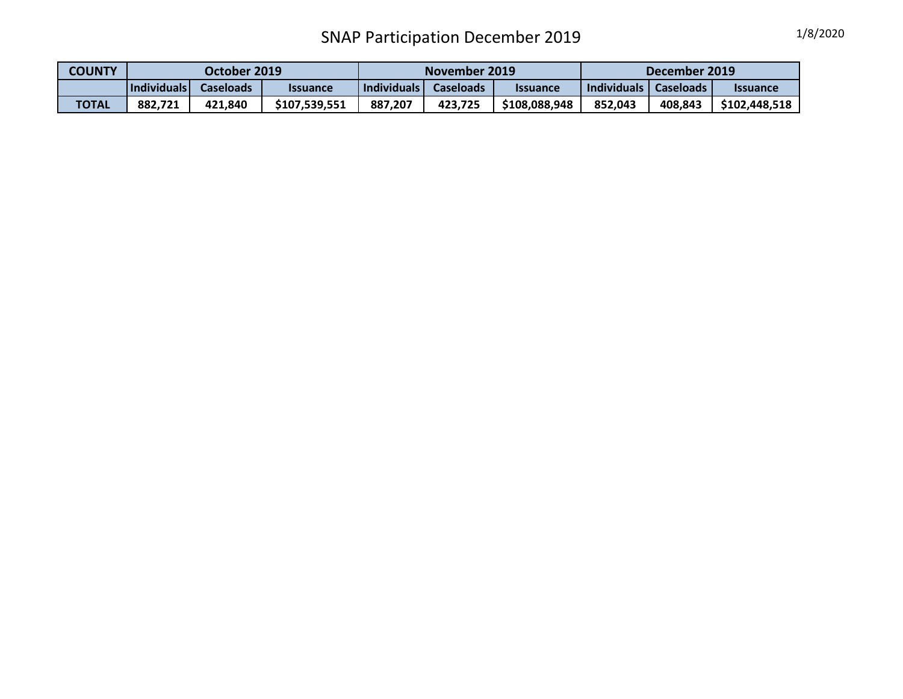# SNAP Participation December 2019

1/8/2020

| COUNTY | October 2019 | | | November 2019 | | | December 2019 | | |
|---|---|---|---|---|---|---|---|---|---|
| | Individuals | Caseloads | Issuance | Individuals | Caseloads | Issuance | Individuals | Caseloads | Issuance |
| TOTAL | 882,721 | 421,840 | $107,539,551 | 887,207 | 423,725 | $108,088,948 | 852,043 | 408,843 | $102,448,518 |